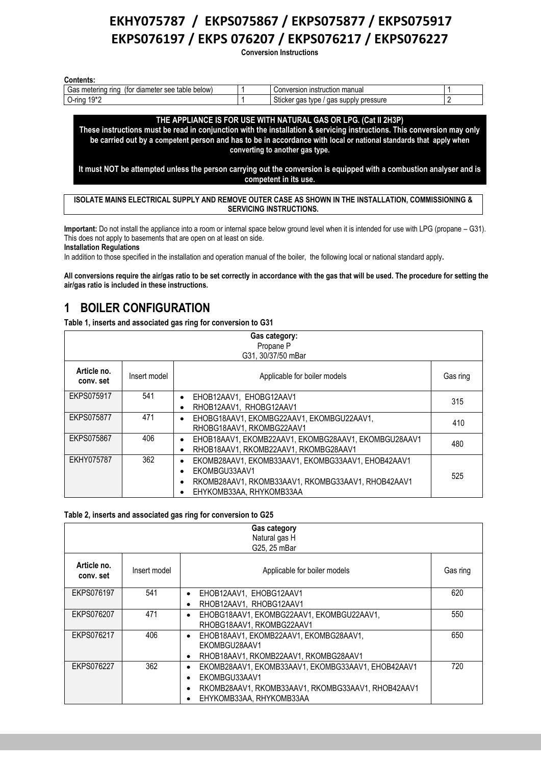# EKHY075787 / EKPS075867 / EKPS075877 / EKPS075917 EKPS076197 / EKPS 076207 / EKPS076217 / EKPS076227

**Conversion Instructions**

**Contents:**

| | | | |
|---|---|---|---|
| Gas metering ring (for diameter see table below) | 1 | Conversion instruction manual | 1 |
| O-ring 19*2 | 1 | Sticker gas type / gas supply pressure | 2 |

**THE APPLIANCE IS FOR USE WITH NATURAL GAS OR LPG. (Cat II 2H3P)**
**These instructions must be read in conjunction with the installation & servicing instructions. This conversion may only be carried out by a competent person and has to be in accordance with local or national standards that apply when converting to another gas type.**

**It must NOT be attempted unless the person carrying out the conversion is equipped with a combustion analyser and is competent in its use.**

**ISOLATE MAINS ELECTRICAL SUPPLY AND REMOVE OUTER CASE AS SHOWN IN THE INSTALLATION, COMMISSIONING & SERVICING INSTRUCTIONS.**

**Important:** Do not install the appliance into a room or internal space below ground level when it is intended for use with LPG (propane – G31). This does not apply to basements that are open on at least on side.

**Installation Regulations**

In addition to those specified in the installation and operation manual of the boiler, the following local or national standard apply**.**

**All conversions require the air/gas ratio to be set correctly in accordance with the gas that will be used. The procedure for setting the air/gas ratio is included in these instructions.**

## 1 BOILER CONFIGURATION

**Table 1, inserts and associated gas ring for conversion to G31**

| Gas category: Propane P G31, 30/37/50 mBar | | | |
|---|---|---|---|
| **Article no. conv. set** | Insert model | Applicable for boiler models | Gas ring |
| EKPS075917 | 541 | • EHOB12AAV1, EHOBG12AAV1<br>• RHOB12AAV1, RHOBG12AAV1 | 315 |
| EKPS075877 | 471 | • EHOBG18AAV1, EKOMBG22AAV1, EKOMBGU22AAV1, RHOBG18AAV1, RKOMBG22AAV1 | 410 |
| EKPS075867 | 406 | • EHOB18AAV1, EKOMB22AAV1, EKOMBG28AAV1, EKOMBGU28AAV1<br>• RHOB18AAV1, RKOMB22AAV1, RKOMBG28AAV1 | 480 |
| EKHY075787 | 362 | • EKOMB28AAV1, EKOMB33AAV1, EKOMBG33AAV1, EHOB42AAV1<br>• EKOMBGU33AAV1<br>• RKOMB28AAV1, RKOMB33AAV1, RKOMBG33AAV1, RHOB42AAV1<br>• EHYKOMB33AA, RHYKOMB33AA | 525 |

**Table 2, inserts and associated gas ring for conversion to G25**

| Gas category Natural gas H G25, 25 mBar | | | |
|---|---|---|---|
| **Article no. conv. set** | Insert model | Applicable for boiler models | Gas ring |
| EKPS076197 | 541 | • EHOB12AAV1, EHOBG12AAV1<br>• RHOB12AAV1, RHOBG12AAV1 | 620 |
| EKPS076207 | 471 | • EHOBG18AAV1, EKOMBG22AAV1, EKOMBGU22AAV1, RHOBG18AAV1, RKOMBG22AAV1 | 550 |
| EKPS076217 | 406 | • EHOB18AAV1, EKOMB22AAV1, EKOMBG28AAV1, EKOMBGU28AAV1<br>• RHOB18AAV1, RKOMB22AAV1, RKOMBG28AAV1 | 650 |
| EKPS076227 | 362 | • EKOMB28AAV1, EKOMB33AAV1, EKOMBG33AAV1, EHOB42AAV1<br>• EKOMBGU33AAV1<br>• RKOMB28AAV1, RKOMB33AAV1, RKOMBG33AAV1, RHOB42AAV1<br>• EHYKOMB33AA, RHYKOMB33AA | 720 |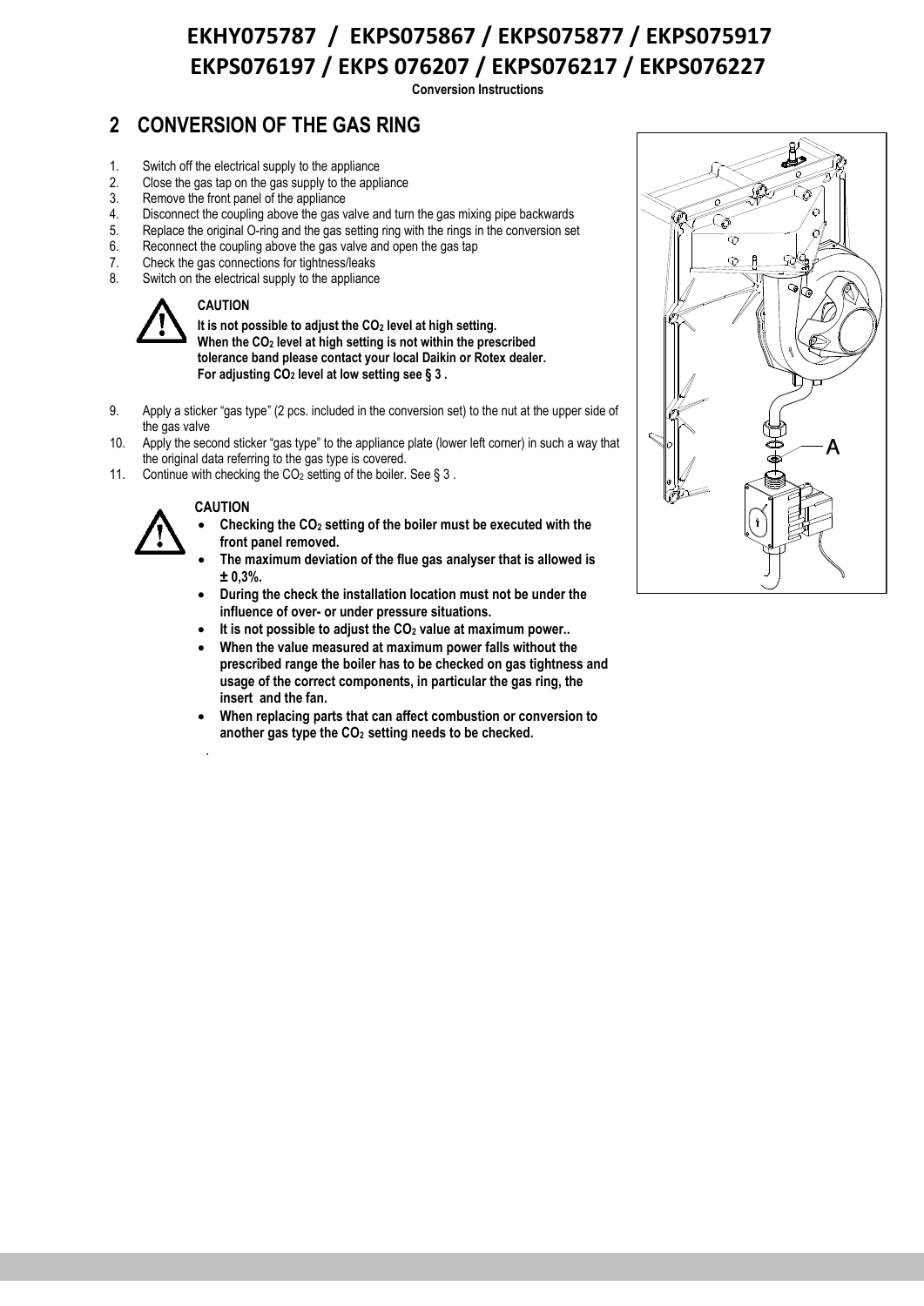# EKHY075787 / EKPS075867 / EKPS075877 / EKPS075917 EKPS076197 / EKPS 076207 / EKPS076217 / EKPS076227

**Conversion Instructions**

## 2 CONVERSION OF THE GAS RING

1. Switch off the electrical supply to the appliance
2. Close the gas tap on the gas supply to the appliance
3. Remove the front panel of the appliance
4. Disconnect the coupling above the gas valve and turn the gas mixing pipe backwards
5. Replace the original O-ring and the gas setting ring with the rings in the conversion set
6. Reconnect the coupling above the gas valve and open the gas tap
7. Check the gas connections for tightness/leaks
8. Switch on the electrical supply to the appliance

**CAUTION**

**It is not possible to adjust the $CO_2$ level at high setting.**
**When the $CO_2$ level at high setting is not within the prescribed tolerance band please contact your local Daikin or Rotex dealer.**
**For adjusting $CO_2$ level at low setting see § 3 .**

9. Apply a sticker "gas type" (2 pcs. included in the conversion set) to the nut at the upper side of the gas valve
10. Apply the second sticker "gas type" to the appliance plate (lower left corner) in such a way that the original data referring to the gas type is covered.
11. Continue with checking the $CO_2$ setting of the boiler. See § 3 .

**CAUTION**

- **Checking the $CO_2$ setting of the boiler must be executed with the front panel removed.**
- **The maximum deviation of the flue gas analyser that is allowed is ± 0,3%.**
- **During the check the installation location must not be under the influence of over- or under pressure situations.**
- **It is not possible to adjust the $CO_2$ value at maximum power..**
- **When the value measured at maximum power falls without the prescribed range the boiler has to be checked on gas tightness and usage of the correct components, in particular the gas ring, the insert and the fan.**
- **When replacing parts that can affect combustion or conversion to another gas type the $CO_2$ setting needs to be checked.**

A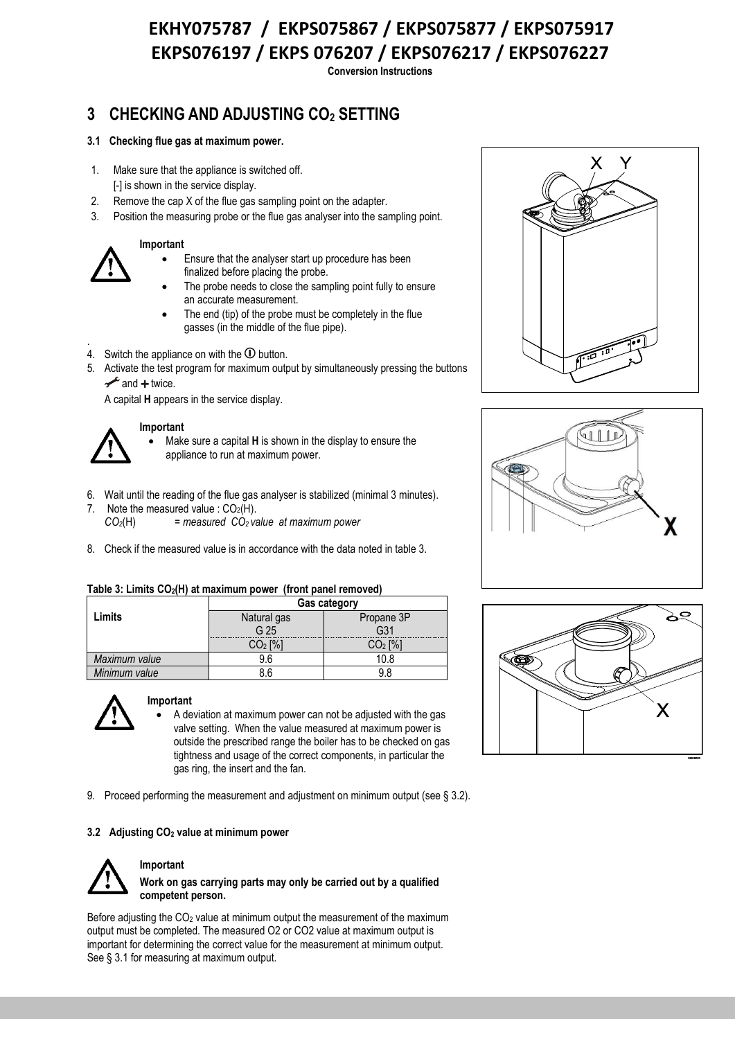# EKHY075787 / EKPS075867 / EKPS075877 / EKPS075917
# EKPS076197 / EKPS 076207 / EKPS076217 / EKPS076227

**Conversion Instructions**

## 3 CHECKING AND ADJUSTING $CO_2$ SETTING

### 3.1 Checking flue gas at maximum power.

1. Make sure that the appliance is switched off.
   [-] is shown in the service display.
2. Remove the cap X of the flue gas sampling point on the adapter.
3. Position the measuring probe or the flue gas analyser into the sampling point.

**Important**

- Ensure that the analyser start up procedure has been finalized before placing the probe.
- The probe needs to close the sampling point fully to ensure an accurate measurement.
- The end (tip) of the probe must be completely in the flue gasses (in the middle of the flue pipe).

4. Switch the appliance on with the ⓘ button.
5. Activate the test program for maximum output by simultaneously pressing the buttons 🔧 and + twice.
   A capital **H** appears in the service display.

**Important**

- Make sure a capital **H** is shown in the display to ensure the appliance to run at maximum power.

6. Wait until the reading of the flue gas analyser is stabilized (minimal 3 minutes).
7. Note the measured value : $CO_2$(H).
   *$CO_2$(H) = measured $CO_2$ value at maximum power*
8. Check if the measured value is in accordance with the data noted in table 3.

**Table 3: Limits $CO_2$(H) at maximum power (front panel removed)**

| Limits | Gas category | |
|---|---|---|
| | Natural gas G 25 | Propane 3P G31 |
| | $CO_2$ [%] | $CO_2$ [%] |
| *Maximum value* | 9.6 | 10.8 |
| *Minimum value* | 8.6 | 9.8 |

**Important**

- A deviation at maximum power can not be adjusted with the gas valve setting. When the value measured at maximum power is outside the prescribed range the boiler has to be checked on gas tightness and usage of the correct components, in particular the gas ring, the insert and the fan.

9. Proceed performing the measurement and adjustment on minimum output (see § 3.2).

### 3.2 Adjusting $CO_2$ value at minimum power

**Important**

**Work on gas carrying parts may only be carried out by a qualified competent person.**

Before adjusting the $CO_2$ value at minimum output the measurement of the maximum output must be completed. The measured O2 or CO2 value at maximum output is important for determining the correct value for the measurement at minimum output. See § 3.1 for measuring at maximum output.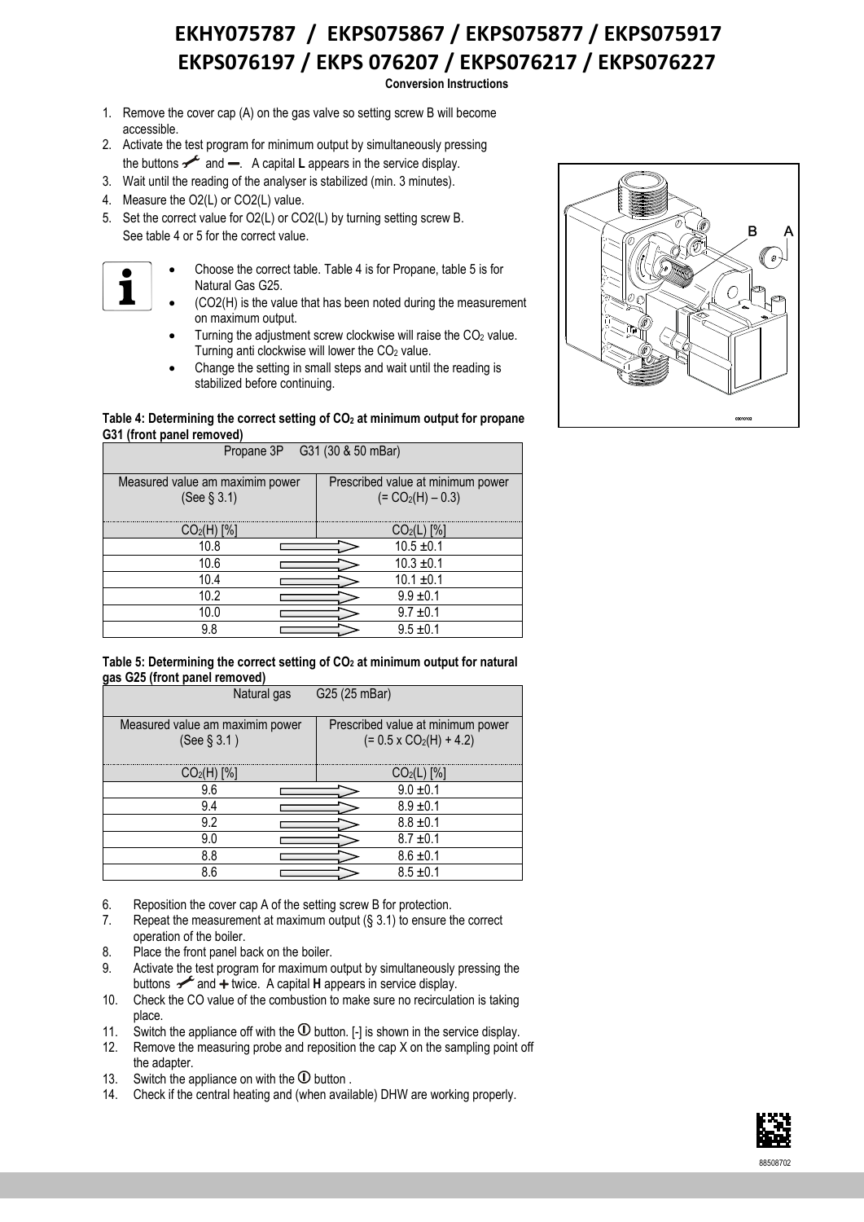# EKHY075787 / EKPS075867 / EKPS075877 / EKPS075917 EKPS076197 / EKPS 076207 / EKPS076217 / EKPS076227

**Conversion Instructions**

1. Remove the cover cap (A) on the gas valve so setting screw B will become accessible.
2. Activate the test program for minimum output by simultaneously pressing the buttons 🔧 and **−**. A capital **L** appears in the service display.
3. Wait until the reading of the analyser is stabilized (min. 3 minutes).
4. Measure the O2(L) or CO2(L) value.
5. Set the correct value for O2(L) or CO2(L) by turning setting screw B. See table 4 or 5 for the correct value.

- Choose the correct table. Table 4 is for Propane, table 5 is for Natural Gas G25.
- (CO2(H) is the value that has been noted during the measurement on maximum output.
- Turning the adjustment screw clockwise will raise the $CO_2$ value. Turning anti clockwise will lower the $CO_2$ value.
- Change the setting in small steps and wait until the reading is stabilized before continuing.

**Table 4: Determining the correct setting of $CO_2$ at minimum output for propane G31 (front panel removed)**

| Propane 3P G31 (30 & 50 mBar) | |
|---|---|
| Measured value am maximim power (See § 3.1) | Prescribed value at minimum power (= $CO_2$(H) – 0.3) |
| $CO_2$(H) [%] | $CO_2$(L) [%] |
| 10.8 | 10.5 ±0.1 |
| 10.6 | 10.3 ±0.1 |
| 10.4 | 10.1 ±0.1 |
| 10.2 | 9.9 ±0.1 |
| 10.0 | 9.7 ±0.1 |
| 9.8 | 9.5 ±0.1 |

**Table 5: Determining the correct setting of $CO_2$ at minimum output for natural gas G25 (front panel removed)**

| Natural gas G25 (25 mBar) | |
|---|---|
| Measured value am maximim power (See § 3.1 ) | Prescribed value at minimum power (= 0.5 x $CO_2$(H) + 4.2) |
| $CO_2$(H) [%] | $CO_2$(L) [%] |
| 9.6 | 9.0 ±0.1 |
| 9.4 | 8.9 ±0.1 |
| 9.2 | 8.8 ±0.1 |
| 9.0 | 8.7 ±0.1 |
| 8.8 | 8.6 ±0.1 |
| 8.6 | 8.5 ±0.1 |

6. Reposition the cover cap A of the setting screw B for protection.
7. Repeat the measurement at maximum output (§ 3.1) to ensure the correct operation of the boiler.
8. Place the front panel back on the boiler.
9. Activate the test program for maximum output by simultaneously pressing the buttons 🔧 and **+** twice. A capital **H** appears in service display.
10. Check the CO value of the combustion to make sure no recirculation is taking place.
11. Switch the appliance off with the ⏻ button. [-] is shown in the service display.
12. Remove the measuring probe and reposition the cap X on the sampling point off the adapter.
13. Switch the appliance on with the ⏻ button .
14. Check if the central heating and (when available) DHW are working properly.

88508702